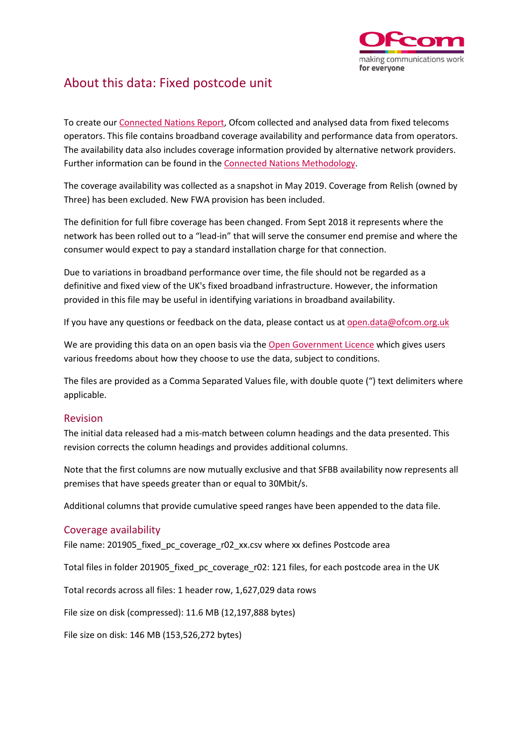# About this data: Fixed postcode unit

To create our Connected Nations Report, Ofcom collected and analysed data from fixed telecoms operators. This file contains broadband coverage availability and performance data from operators. The availability data also includes coverage information provided by alternative network providers. Further information can be found in the Connected Nations Methodology.

The coverage availability was collected as a snapshot in May 2019. Coverage from Relish (owned by Three) has been excluded. New FWA provision has been included.

The definition for full fibre coverage has been changed. From Sept 2018 it represents where the network has been rolled out to a "lead-in" that will serve the consumer end premise and where the consumer would expect to pay a standard installation charge for that connection.

Due to variations in broadband performance over time, the file should not be regarded as a definitive and fixed view of the UK's fixed broadband infrastructure. However, the information provided in this file may be useful in identifying variations in broadband availability.

If you have any questions or feedback on the data, please contact us at open.data@ofcom.org.uk

We are providing this data on an open basis via the Open Government Licence which gives users various freedoms about how they choose to use the data, subject to conditions.

The files are provided as a Comma Separated Values file, with double quote (") text delimiters where applicable.

## Revision

The initial data released had a mis-match between column headings and the data presented. This revision corrects the column headings and provides additional columns.

Note that the first columns are now mutually exclusive and that SFBB availability now represents all premises that have speeds greater than or equal to 30Mbit/s.

Additional columns that provide cumulative speed ranges have been appended to the data file.

## Coverage availability

File name: 201905_fixed_pc_coverage_r02_xx.csv where xx defines Postcode area

Total files in folder 201905_fixed_pc_coverage_r02: 121 files, for each postcode area in the UK

Total records across all files: 1 header row, 1,627,029 data rows

File size on disk (compressed): 11.6 MB (12,197,888 bytes)

File size on disk: 146 MB (153,526,272 bytes)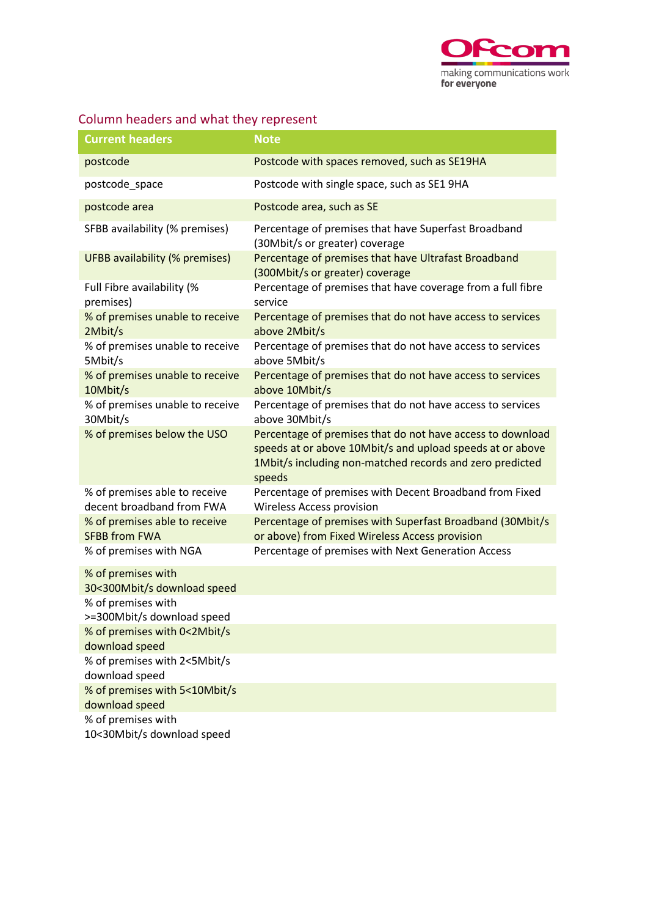## Column headers and what they represent

| Current headers | Note |
|---|---|
| postcode | Postcode with spaces removed, such as SE19HA |
| postcode_space | Postcode with single space, such as SE1 9HA |
| postcode area | Postcode area, such as SE |
| SFBB availability (% premises) | Percentage of premises that have Superfast Broadband (30Mbit/s or greater) coverage |
| UFBB availability (% premises) | Percentage of premises that have Ultrafast Broadband (300Mbit/s or greater) coverage |
| Full Fibre availability (% premises) | Percentage of premises that have coverage from a full fibre service |
| % of premises unable to receive 2Mbit/s | Percentage of premises that do not have access to services above 2Mbit/s |
| % of premises unable to receive 5Mbit/s | Percentage of premises that do not have access to services above 5Mbit/s |
| % of premises unable to receive 10Mbit/s | Percentage of premises that do not have access to services above 10Mbit/s |
| % of premises unable to receive 30Mbit/s | Percentage of premises that do not have access to services above 30Mbit/s |
| % of premises below the USO | Percentage of premises that do not have access to download speeds at or above 10Mbit/s and upload speeds at or above 1Mbit/s including non-matched records and zero predicted speeds |
| % of premises able to receive decent broadband from FWA | Percentage of premises with Decent Broadband from Fixed Wireless Access provision |
| % of premises able to receive SFBB from FWA | Percentage of premises with Superfast Broadband (30Mbit/s or above) from Fixed Wireless Access provision |
| % of premises with NGA | Percentage of premises with Next Generation Access |
| % of premises with 30<300Mbit/s download speed | |
| % of premises with >=300Mbit/s download speed | |
| % of premises with 0<2Mbit/s download speed | |
| % of premises with 2<5Mbit/s download speed | |
| % of premises with 5<10Mbit/s download speed | |
| % of premises with 10<30Mbit/s download speed | |